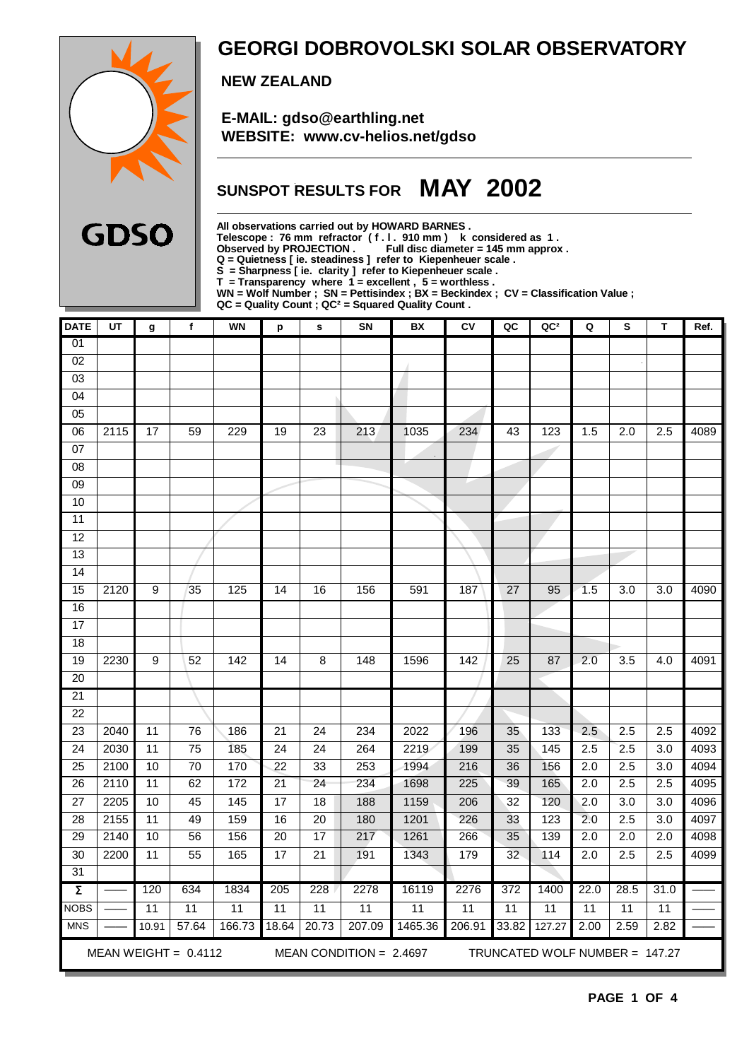# GEORGI DOBROVOLSKI SOLAR OBSERVATORY

**NEW ZEALAND**

**E-MAIL: gdso@earthling.net**
**WEBSITE: www.cv-helios.net/gdso**

GDSO

## SUNSPOT RESULTS FOR MAY 2002

All observations carried out by HOWARD BARNES .
Telescope : 76 mm refractor ( f . l . 910 mm ) k considered as 1 .
Observed by PROJECTION . Full disc diameter = 145 mm approx .
Q = Quietness [ ie. steadiness ] refer to Kiepenheuer scale .
S = Sharpness [ ie. clarity ] refer to Kiepenheuer scale .
T = Transparency where 1 = excellent , 5 = worthless .
WN = Wolf Number ; SN = Pettisindex ; BX = Beckindex ; CV = Classification Value ;
QC = Quality Count ; QC² = Squared Quality Count .

| DATE | UT | g | f | WN | p | s | SN | BX | CV | QC | QC² | Q | S | T | Ref. |
|---|---|---|---|---|---|---|---|---|---|---|---|---|---|---|---|
| 01 | | | | | | | | | | | | | | | |
| 02 | | | | | | | | | | | | | | | |
| 03 | | | | | | | | | | | | | | | |
| 04 | | | | | | | | | | | | | | | |
| 05 | | | | | | | | | | | | | | | |
| 06 | 2115 | 17 | 59 | 229 | 19 | 23 | 213 | 1035 | 234 | 43 | 123 | 1.5 | 2.0 | 2.5 | 4089 |
| 07 | | | | | | | | | | | | | | | |
| 08 | | | | | | | | | | | | | | | |
| 09 | | | | | | | | | | | | | | | |
| 10 | | | | | | | | | | | | | | | |
| 11 | | | | | | | | | | | | | | | |
| 12 | | | | | | | | | | | | | | | |
| 13 | | | | | | | | | | | | | | | |
| 14 | | | | | | | | | | | | | | | |
| 15 | 2120 | 9 | 35 | 125 | 14 | 16 | 156 | 591 | 187 | 27 | 95 | 1.5 | 3.0 | 3.0 | 4090 |
| 16 | | | | | | | | | | | | | | | |
| 17 | | | | | | | | | | | | | | | |
| 18 | | | | | | | | | | | | | | | |
| 19 | 2230 | 9 | 52 | 142 | 14 | 8 | 148 | 1596 | 142 | 25 | 87 | 2.0 | 3.5 | 4.0 | 4091 |
| 20 | | | | | | | | | | | | | | | |
| 21 | | | | | | | | | | | | | | | |
| 22 | | | | | | | | | | | | | | | |
| 23 | 2040 | 11 | 76 | 186 | 21 | 24 | 234 | 2022 | 196 | 35 | 133 | 2.5 | 2.5 | 2.5 | 4092 |
| 24 | 2030 | 11 | 75 | 185 | 24 | 24 | 264 | 2219 | 199 | 35 | 145 | 2.5 | 2.5 | 3.0 | 4093 |
| 25 | 2100 | 10 | 70 | 170 | 22 | 33 | 253 | 1994 | 216 | 36 | 156 | 2.0 | 2.5 | 3.0 | 4094 |
| 26 | 2110 | 11 | 62 | 172 | 21 | 24 | 234 | 1698 | 225 | 39 | 165 | 2.0 | 2.5 | 2.5 | 4095 |
| 27 | 2205 | 10 | 45 | 145 | 17 | 18 | 188 | 1159 | 206 | 32 | 120 | 2.0 | 3.0 | 3.0 | 4096 |
| 28 | 2155 | 11 | 49 | 159 | 16 | 20 | 180 | 1201 | 226 | 33 | 123 | 2.0 | 2.5 | 3.0 | 4097 |
| 29 | 2140 | 10 | 56 | 156 | 20 | 17 | 217 | 1261 | 266 | 35 | 139 | 2.0 | 2.0 | 2.0 | 4098 |
| 30 | 2200 | 11 | 55 | 165 | 17 | 21 | 191 | 1343 | 179 | 32 | 114 | 2.0 | 2.5 | 2.5 | 4099 |
| 31 | | | | | | | | | | | | | | | |
| Σ | —— | 120 | 634 | 1834 | 205 | 228 | 2278 | 16119 | 2276 | 372 | 1400 | 22.0 | 28.5 | 31.0 | —— |
| NOBS | —— | 11 | 11 | 11 | 11 | 11 | 11 | 11 | 11 | 11 | 11 | 11 | 11 | 11 | —— |
| MNS | —— | 10.91 | 57.64 | 166.73 | 18.64 | 20.73 | 207.09 | 1465.36 | 206.91 | 33.82 | 127.27 | 2.00 | 2.59 | 2.82 | —— |

MEAN WEIGHT = 0.4112 MEAN CONDITION = 2.4697 TRUNCATED WOLF NUMBER = 147.27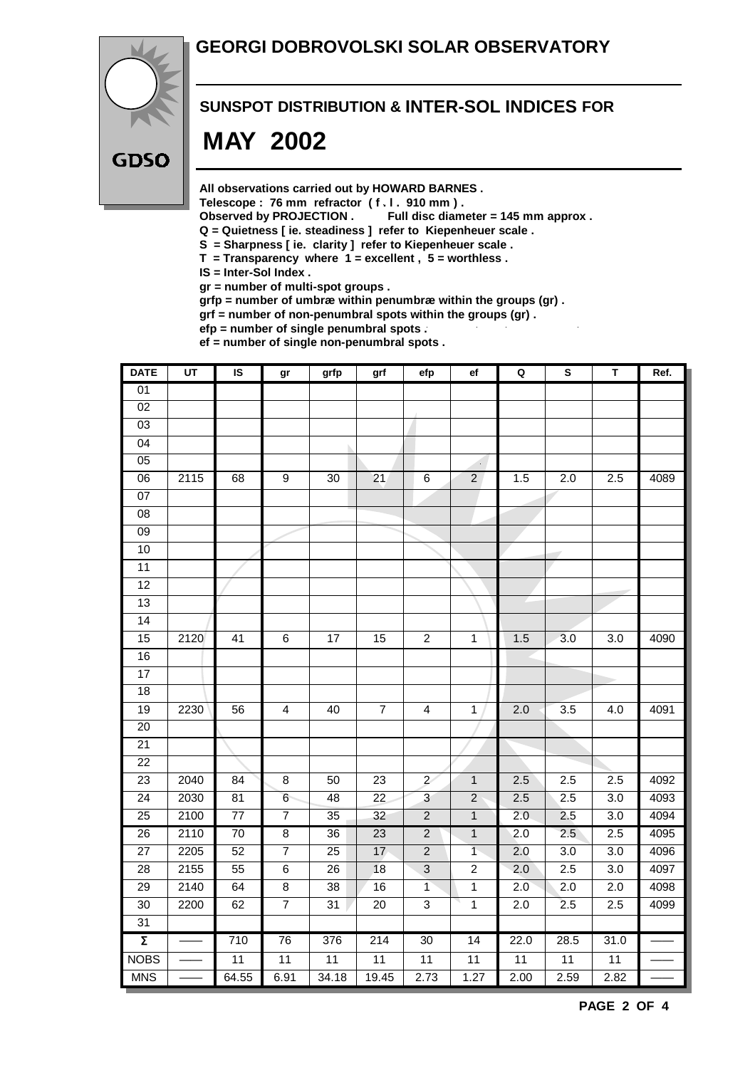# GEORGI DOBROVOLSKI SOLAR OBSERVATORY

GDSO

## SUNSPOT DISTRIBUTION & INTER-SOL INDICES FOR

# MAY 2002

**All observations carried out by HOWARD BARNES .**
**Telescope : 76 mm refractor ( f . l . 910 mm ) .**
**Observed by PROJECTION . Full disc diameter = 145 mm approx .**
**Q = Quietness [ ie. steadiness ] refer to Kiepenheuer scale .**
**S = Sharpness [ ie. clarity ] refer to Kiepenheuer scale .**
**T = Transparency where 1 = excellent , 5 = worthless .**
**IS = Inter-Sol Index .**
**gr = number of multi-spot groups .**
**grfp = number of umbræ within penumbræ within the groups (gr) .**
**grf = number of non-penumbral spots within the groups (gr) .**
**efp = number of single penumbral spots .**
**ef = number of single non-penumbral spots .**

| DATE | UT | IS | gr | grfp | grf | efp | ef | Q | S | T | Ref. |
|---|---|---|---|---|---|---|---|---|---|---|---|
| 01 | | | | | | | | | | | |
| 02 | | | | | | | | | | | |
| 03 | | | | | | | | | | | |
| 04 | | | | | | | | | | | |
| 05 | | | | | | | | | | | |
| 06 | 2115 | 68 | 9 | 30 | 21 | 6 | 2 | 1.5 | 2.0 | 2.5 | 4089 |
| 07 | | | | | | | | | | | |
| 08 | | | | | | | | | | | |
| 09 | | | | | | | | | | | |
| 10 | | | | | | | | | | | |
| 11 | | | | | | | | | | | |
| 12 | | | | | | | | | | | |
| 13 | | | | | | | | | | | |
| 14 | | | | | | | | | | | |
| 15 | 2120 | 41 | 6 | 17 | 15 | 2 | 1 | 1.5 | 3.0 | 3.0 | 4090 |
| 16 | | | | | | | | | | | |
| 17 | | | | | | | | | | | |
| 18 | | | | | | | | | | | |
| 19 | 2230 | 56 | 4 | 40 | 7 | 4 | 1 | 2.0 | 3.5 | 4.0 | 4091 |
| 20 | | | | | | | | | | | |
| 21 | | | | | | | | | | | |
| 22 | | | | | | | | | | | |
| 23 | 2040 | 84 | 8 | 50 | 23 | 2 | 1 | 2.5 | 2.5 | 2.5 | 4092 |
| 24 | 2030 | 81 | 6 | 48 | 22 | 3 | 2 | 2.5 | 2.5 | 3.0 | 4093 |
| 25 | 2100 | 77 | 7 | 35 | 32 | 2 | 1 | 2.0 | 2.5 | 3.0 | 4094 |
| 26 | 2110 | 70 | 8 | 36 | 23 | 2 | 1 | 2.0 | 2.5 | 2.5 | 4095 |
| 27 | 2205 | 52 | 7 | 25 | 17 | 2 | 1 | 2.0 | 3.0 | 3.0 | 4096 |
| 28 | 2155 | 55 | 6 | 26 | 18 | 3 | 2 | 2.0 | 2.5 | 3.0 | 4097 |
| 29 | 2140 | 64 | 8 | 38 | 16 | 1 | 1 | 2.0 | 2.0 | 2.0 | 4098 |
| 30 | 2200 | 62 | 7 | 31 | 20 | 3 | 1 | 2.0 | 2.5 | 2.5 | 4099 |
| 31 | | | | | | | | | | | |
| Σ | —— | 710 | 76 | 376 | 214 | 30 | 14 | 22.0 | 28.5 | 31.0 | —— |
| NOBS | —— | 11 | 11 | 11 | 11 | 11 | 11 | 11 | 11 | 11 | —— |
| MNS | —— | 64.55 | 6.91 | 34.18 | 19.45 | 2.73 | 1.27 | 2.00 | 2.59 | 2.82 | —— |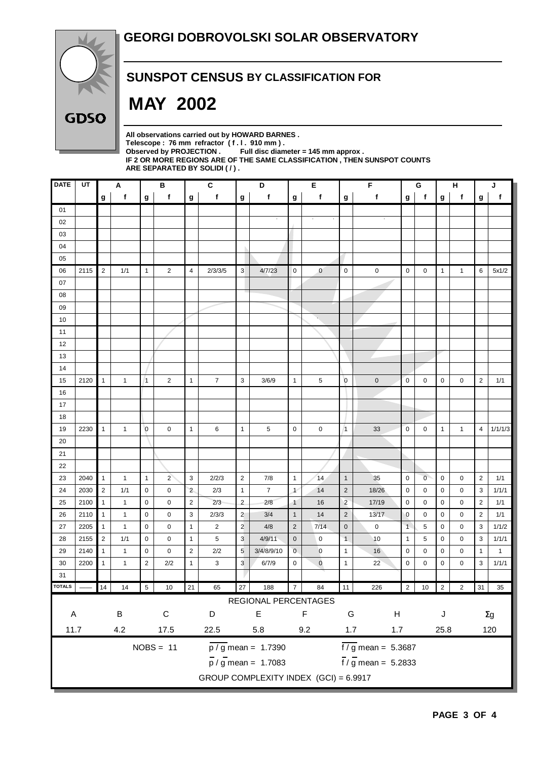# GEORGI DOBROVOLSKI SOLAR OBSERVATORY

## SUNSPOT CENSUS BY CLASSIFICATION FOR

## MAY 2002

**All observations carried out by HOWARD BARNES .**
**Telescope : 76 mm refractor ( f . l . 910 mm ) .**
**Observed by PROJECTION . Full disc diameter = 145 mm approx .**
**IF 2 OR MORE REGIONS ARE OF THE SAME CLASSIFICATION , THEN SUNSPOT COUNTS ARE SEPARATED BY SOLIDI ( / ) .**

| DATE | UT | A | | B | | C | | D | | E | | F | | G | | H | | J | |
|---|---|---|---|---|---|---|---|---|---|---|---|---|---|---|---|---|---|---|---|
| | | g | f | g | f | g | f | g | f | g | f | g | f | g | f | g | f | g | f |
| 01 | | | | | | | | | | | | | | | | | | | |
| 02 | | | | | | | | | | | | | | | | | | | |
| 03 | | | | | | | | | | | | | | | | | | | |
| 04 | | | | | | | | | | | | | | | | | | | |
| 05 | | | | | | | | | | | | | | | | | | | |
| 06 | 2115 | 2 | 1/1 | 1 | 2 | 4 | 2/3/3/5 | 3 | 4/7/23 | 0 | 0 | 0 | 0 | 0 | 0 | 1 | 1 | 6 | 5x1/2 |
| 07 | | | | | | | | | | | | | | | | | | | |
| 08 | | | | | | | | | | | | | | | | | | | |
| 09 | | | | | | | | | | | | | | | | | | | |
| 10 | | | | | | | | | | | | | | | | | | | |
| 11 | | | | | | | | | | | | | | | | | | | |
| 12 | | | | | | | | | | | | | | | | | | | |
| 13 | | | | | | | | | | | | | | | | | | | |
| 14 | | | | | | | | | | | | | | | | | | | |
| 15 | 2120 | 1 | 1 | 1 | 2 | 1 | 7 | 3 | 3/6/9 | 1 | 5 | 0 | 0 | 0 | 0 | 0 | 0 | 2 | 1/1 |
| 16 | | | | | | | | | | | | | | | | | | | |
| 17 | | | | | | | | | | | | | | | | | | | |
| 18 | | | | | | | | | | | | | | | | | | | |
| 19 | 2230 | 1 | 1 | 0 | 0 | 1 | 6 | 1 | 5 | 0 | 0 | 1 | 33 | 0 | 0 | 1 | 1 | 4 | 1/1/1/3 |
| 20 | | | | | | | | | | | | | | | | | | | |
| 21 | | | | | | | | | | | | | | | | | | | |
| 22 | | | | | | | | | | | | | | | | | | | |
| 23 | 2040 | 1 | 1 | 1 | 2 | 3 | 2/2/3 | 2 | 7/8 | 1 | 14 | 1 | 35 | 0 | 0 | 0 | 0 | 2 | 1/1 |
| 24 | 2030 | 2 | 1/1 | 0 | 0 | 2 | 2/3 | 1 | 7 | 1 | 14 | 2 | 18/26 | 0 | 0 | 0 | 0 | 3 | 1/1/1 |
| 25 | 2100 | 1 | 1 | 0 | 0 | 2 | 2/3 | 2 | 2/8 | 1 | 16 | 2 | 17/19 | 0 | 0 | 0 | 0 | 2 | 1/1 |
| 26 | 2110 | 1 | 1 | 0 | 0 | 3 | 2/3/3 | 2 | 3/4 | 1 | 14 | 2 | 13/17 | 0 | 0 | 0 | 0 | 2 | 1/1 |
| 27 | 2205 | 1 | 1 | 0 | 0 | 1 | 2 | 2 | 4/8 | 2 | 7/14 | 0 | 0 | 1 | 5 | 0 | 0 | 3 | 1/1/2 |
| 28 | 2155 | 2 | 1/1 | 0 | 0 | 1 | 5 | 3 | 4/9/11 | 0 | 0 | 1 | 10 | 1 | 5 | 0 | 0 | 3 | 1/1/1 |
| 29 | 2140 | 1 | 1 | 0 | 0 | 2 | 2/2 | 5 | 3/4/8/9/10 | 0 | 0 | 1 | 16 | 0 | 0 | 0 | 0 | 1 | 1 |
| 30 | 2200 | 1 | 1 | 2 | 2/2 | 1 | 3 | 3 | 6/7/9 | 0 | 0 | 1 | 22 | 0 | 0 | 0 | 0 | 3 | 1/1/1 |
| 31 | | | | | | | | | | | | | | | | | | | |
| TOTALS | —— | 14 | 14 | 5 | 10 | 21 | 65 | 27 | 188 | 7 | 84 | 11 | 226 | 2 | 10 | 2 | 2 | 31 | 35 |

REGIONAL PERCENTAGES

| A | B | C | D | E | F | G | H | J | Σg |
|---|---|---|---|---|---|---|---|---|---|
| 11.7 | 4.2 | 17.5 | 22.5 | 5.8 | 9.2 | 1.7 | 1.7 | 25.8 | 120 |

NOBS = 11

$\overline{p} / \overline{g}$ mean = 1.7390

$\overline{f} / \overline{g}$ mean = 5.3687

$\overline{p} / \overline{g}$ mean = 1.7083

$\overline{f} / \overline{g}$ mean = 5.2833

GROUP COMPLEXITY INDEX (GCI) = 6.9917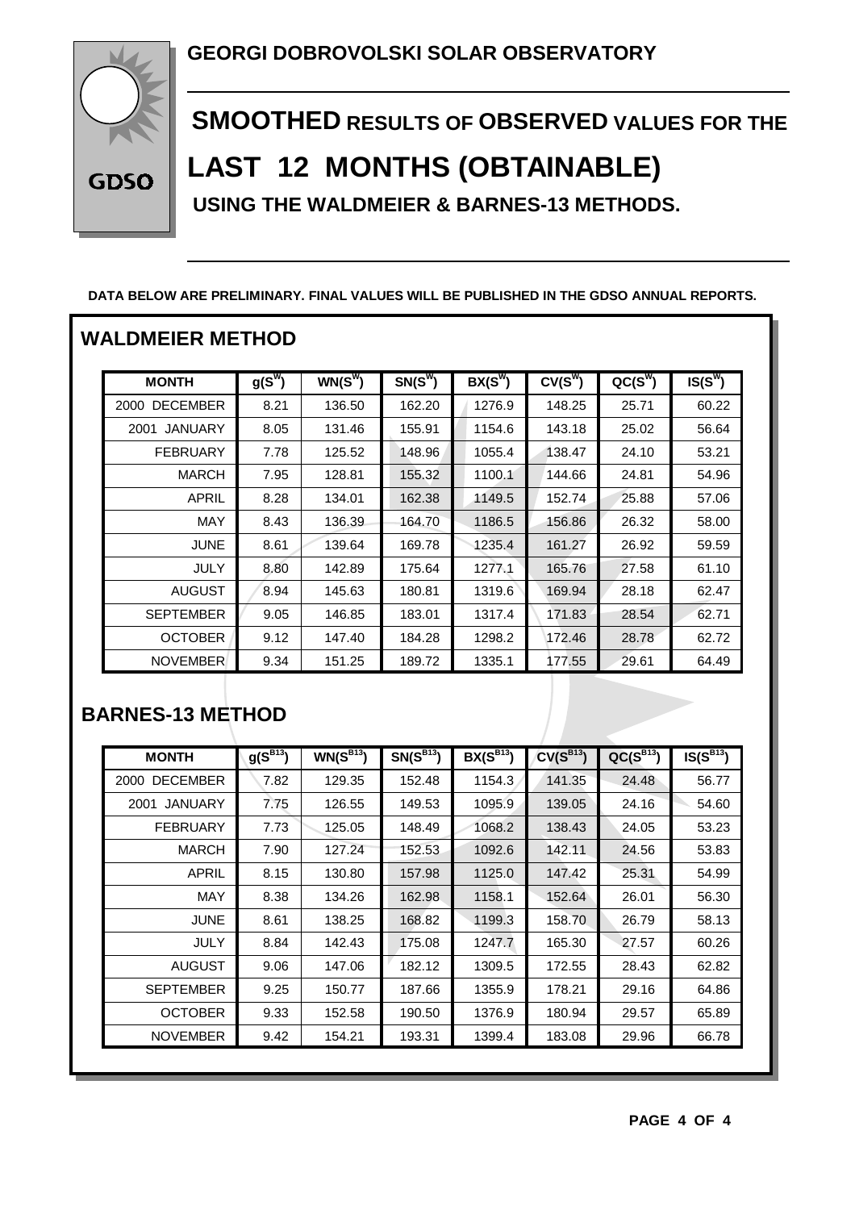# GEORGI DOBROVOLSKI SOLAR OBSERVATORY

GDSO

## SMOOTHED RESULTS OF OBSERVED VALUES FOR THE LAST 12 MONTHS (OBTAINABLE) USING THE WALDMEIER & BARNES-13 METHODS.

**DATA BELOW ARE PRELIMINARY. FINAL VALUES WILL BE PUBLISHED IN THE GDSO ANNUAL REPORTS.**

## WALDMEIER METHOD

| MONTH | $g(S^W)$ | $WN(S^W)$ | $SN(S^W)$ | $BX(S^W)$ | $CV(S^W)$ | $QC(S^W)$ | $IS(S^W)$ |
|---|---|---|---|---|---|---|---|
| 2000 DECEMBER | 8.21 | 136.50 | 162.20 | 1276.9 | 148.25 | 25.71 | 60.22 |
| 2001 JANUARY | 8.05 | 131.46 | 155.91 | 1154.6 | 143.18 | 25.02 | 56.64 |
| FEBRUARY | 7.78 | 125.52 | 148.96 | 1055.4 | 138.47 | 24.10 | 53.21 |
| MARCH | 7.95 | 128.81 | 155.32 | 1100.1 | 144.66 | 24.81 | 54.96 |
| APRIL | 8.28 | 134.01 | 162.38 | 1149.5 | 152.74 | 25.88 | 57.06 |
| MAY | 8.43 | 136.39 | 164.70 | 1186.5 | 156.86 | 26.32 | 58.00 |
| JUNE | 8.61 | 139.64 | 169.78 | 1235.4 | 161.27 | 26.92 | 59.59 |
| JULY | 8.80 | 142.89 | 175.64 | 1277.1 | 165.76 | 27.58 | 61.10 |
| AUGUST | 8.94 | 145.63 | 180.81 | 1319.6 | 169.94 | 28.18 | 62.47 |
| SEPTEMBER | 9.05 | 146.85 | 183.01 | 1317.4 | 171.83 | 28.54 | 62.71 |
| OCTOBER | 9.12 | 147.40 | 184.28 | 1298.2 | 172.46 | 28.78 | 62.72 |
| NOVEMBER | 9.34 | 151.25 | 189.72 | 1335.1 | 177.55 | 29.61 | 64.49 |

## BARNES-13 METHOD

| MONTH | $g(S^{B13})$ | $WN(S^{B13})$ | $SN(S^{B13})$ | $BX(S^{B13})$ | $CV(S^{B13})$ | $QC(S^{B13})$ | $IS(S^{B13})$ |
|---|---|---|---|---|---|---|---|
| 2000 DECEMBER | 7.82 | 129.35 | 152.48 | 1154.3 | 141.35 | 24.48 | 56.77 |
| 2001 JANUARY | 7.75 | 126.55 | 149.53 | 1095.9 | 139.05 | 24.16 | 54.60 |
| FEBRUARY | 7.73 | 125.05 | 148.49 | 1068.2 | 138.43 | 24.05 | 53.23 |
| MARCH | 7.90 | 127.24 | 152.53 | 1092.6 | 142.11 | 24.56 | 53.83 |
| APRIL | 8.15 | 130.80 | 157.98 | 1125.0 | 147.42 | 25.31 | 54.99 |
| MAY | 8.38 | 134.26 | 162.98 | 1158.1 | 152.64 | 26.01 | 56.30 |
| JUNE | 8.61 | 138.25 | 168.82 | 1199.3 | 158.70 | 26.79 | 58.13 |
| JULY | 8.84 | 142.43 | 175.08 | 1247.7 | 165.30 | 27.57 | 60.26 |
| AUGUST | 9.06 | 147.06 | 182.12 | 1309.5 | 172.55 | 28.43 | 62.82 |
| SEPTEMBER | 9.25 | 150.77 | 187.66 | 1355.9 | 178.21 | 29.16 | 64.86 |
| OCTOBER | 9.33 | 152.58 | 190.50 | 1376.9 | 180.94 | 29.57 | 65.89 |
| NOVEMBER | 9.42 | 154.21 | 193.31 | 1399.4 | 183.08 | 29.96 | 66.78 |